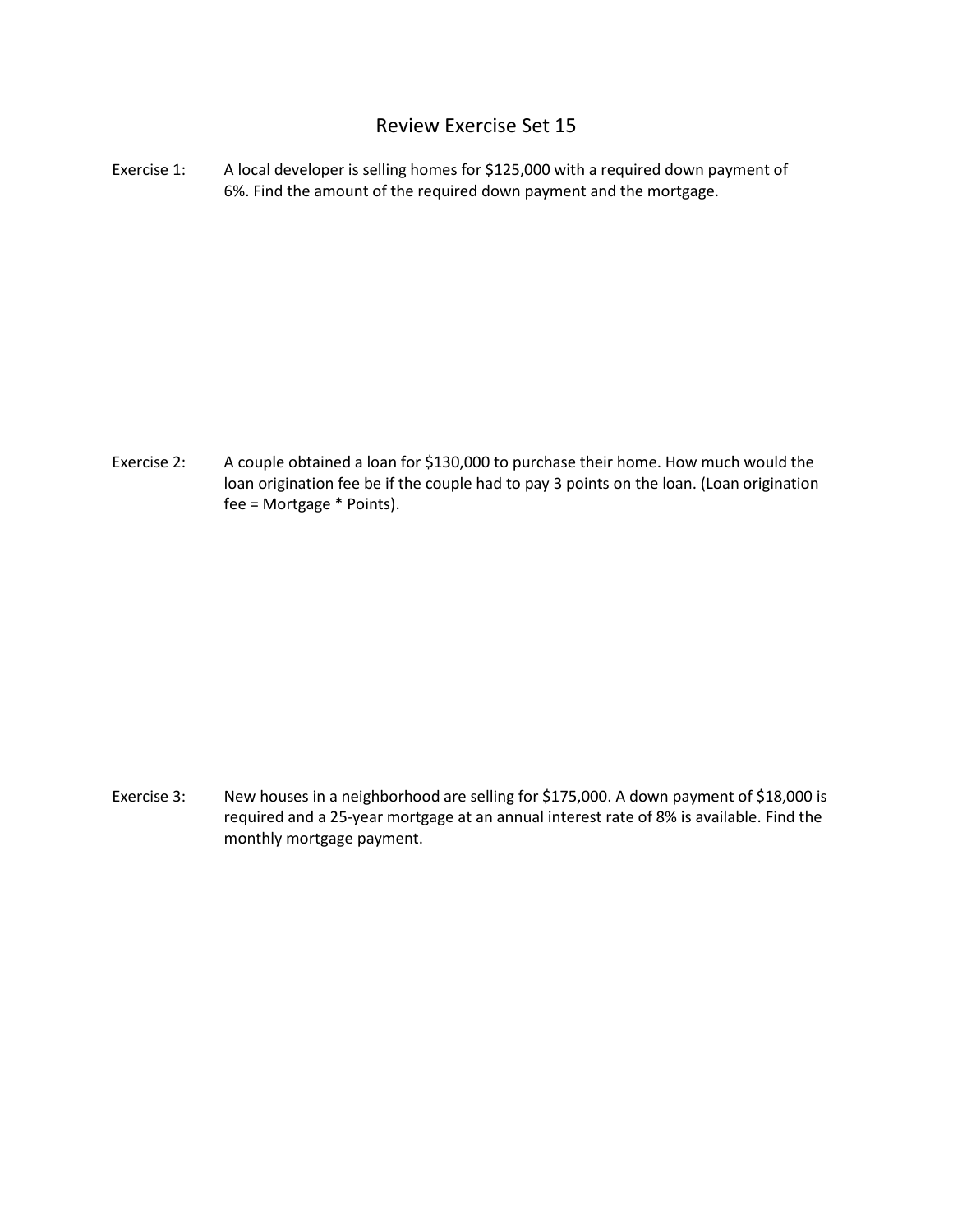# Review Exercise Set 15

Exercise 1: A local developer is selling homes for $125,000 with a required down payment of 6%. Find the amount of the required down payment and the mortgage.

Exercise 2: A couple obtained a loan for $130,000 to purchase their home. How much would the loan origination fee be if the couple had to pay 3 points on the loan. (Loan origination fee = Mortgage * Points).

Exercise 3: New houses in a neighborhood are selling for $175,000. A down payment of $18,000 is required and a 25-year mortgage at an annual interest rate of 8% is available. Find the monthly mortgage payment.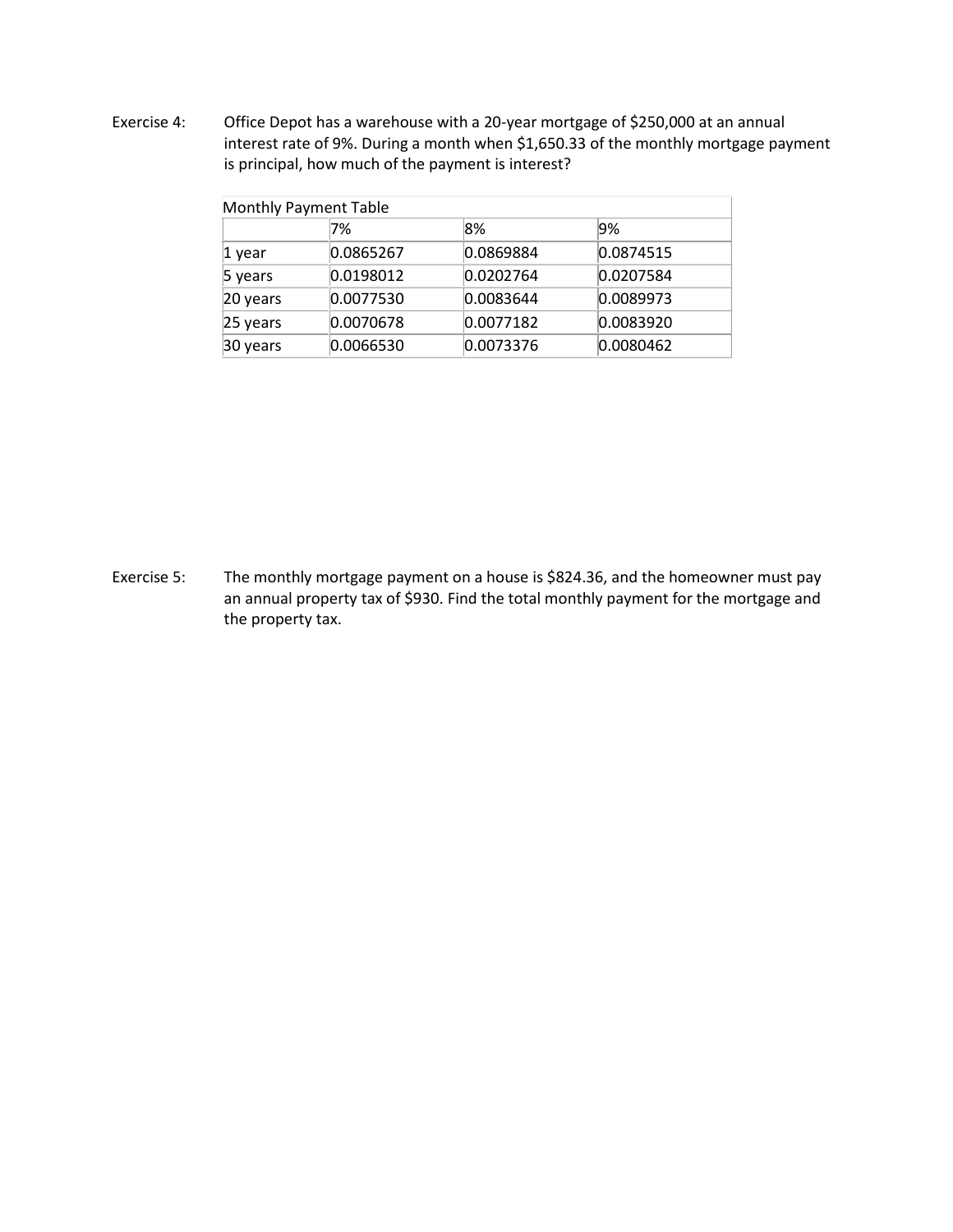Exercise 4: Office Depot has a warehouse with a 20-year mortgage of $250,000 at an annual interest rate of 9%. During a month when $1,650.33 of the monthly mortgage payment is principal, how much of the payment is interest?

Monthly Payment Table

| | 7% | 8% | 9% |
|---|---|---|---|
| 1 year | 0.0865267 | 0.0869884 | 0.0874515 |
| 5 years | 0.0198012 | 0.0202764 | 0.0207584 |
| 20 years | 0.0077530 | 0.0083644 | 0.0089973 |
| 25 years | 0.0070678 | 0.0077182 | 0.0083920 |
| 30 years | 0.0066530 | 0.0073376 | 0.0080462 |

Exercise 5: The monthly mortgage payment on a house is $824.36, and the homeowner must pay an annual property tax of $930. Find the total monthly payment for the mortgage and the property tax.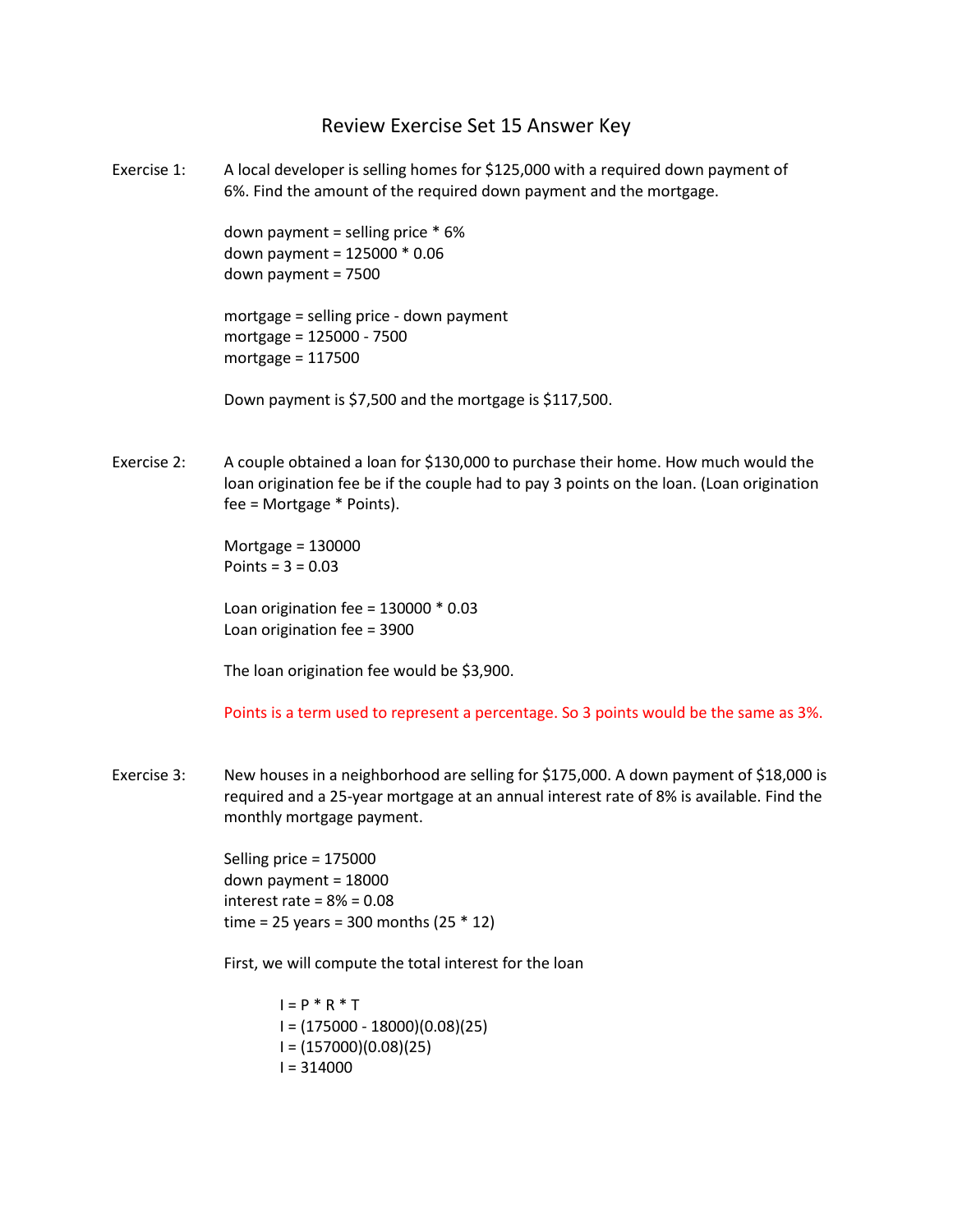# Review Exercise Set 15 Answer Key

Exercise 1: A local developer is selling homes for $125,000 with a required down payment of 6%. Find the amount of the required down payment and the mortgage.

down payment = selling price * 6%
down payment = 125000 * 0.06
down payment = 7500

mortgage = selling price - down payment
mortgage = 125000 - 7500
mortgage = 117500

Down payment is $7,500 and the mortgage is $117,500.

Exercise 2: A couple obtained a loan for $130,000 to purchase their home. How much would the loan origination fee be if the couple had to pay 3 points on the loan. (Loan origination fee = Mortgage * Points).

Mortgage = 130000
Points = 3 = 0.03

Loan origination fee = 130000 * 0.03
Loan origination fee = 3900

The loan origination fee would be $3,900.

Points is a term used to represent a percentage. So 3 points would be the same as 3%.

Exercise 3: New houses in a neighborhood are selling for $175,000. A down payment of $18,000 is required and a 25-year mortgage at an annual interest rate of 8% is available. Find the monthly mortgage payment.

Selling price = 175000
down payment = 18000
interest rate = 8% = 0.08
time = 25 years = 300 months (25 * 12)

First, we will compute the total interest for the loan

I = P * R * T
I = (175000 - 18000)(0.08)(25)
I = (157000)(0.08)(25)
I = 314000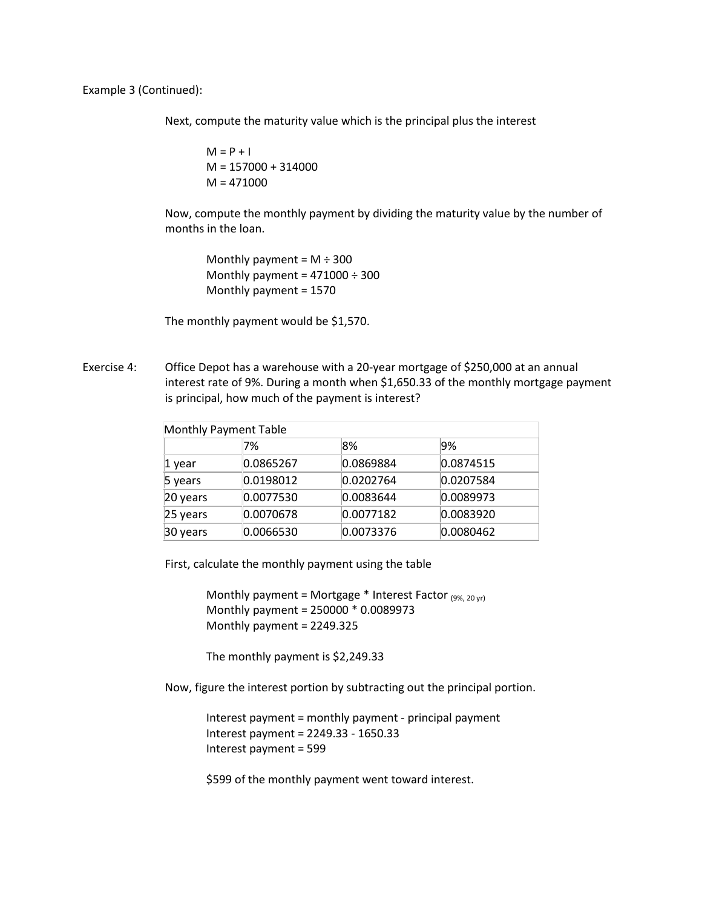Example 3 (Continued):

Next, compute the maturity value which is the principal plus the interest

M = P + I
M = 157000 + 314000
M = 471000

Now, compute the monthly payment by dividing the maturity value by the number of months in the loan.

Monthly payment = M ÷ 300
Monthly payment = 471000 ÷ 300
Monthly payment = 1570

The monthly payment would be $1,570.

Exercise 4: Office Depot has a warehouse with a 20-year mortgage of $250,000 at an annual interest rate of 9%. During a month when $1,650.33 of the monthly mortgage payment is principal, how much of the payment is interest?

Monthly Payment Table

| | 7% | 8% | 9% |
|---|---|---|---|
| 1 year | 0.0865267 | 0.0869884 | 0.0874515 |
| 5 years | 0.0198012 | 0.0202764 | 0.0207584 |
| 20 years | 0.0077530 | 0.0083644 | 0.0089973 |
| 25 years | 0.0070678 | 0.0077182 | 0.0083920 |
| 30 years | 0.0066530 | 0.0073376 | 0.0080462 |

First, calculate the monthly payment using the table

Monthly payment = Mortgage * Interest Factor $_{(9\%,\ 20\ yr)}$
Monthly payment = 250000 * 0.0089973
Monthly payment = 2249.325

The monthly payment is $2,249.33

Now, figure the interest portion by subtracting out the principal portion.

Interest payment = monthly payment - principal payment
Interest payment = 2249.33 - 1650.33
Interest payment = 599

$599 of the monthly payment went toward interest.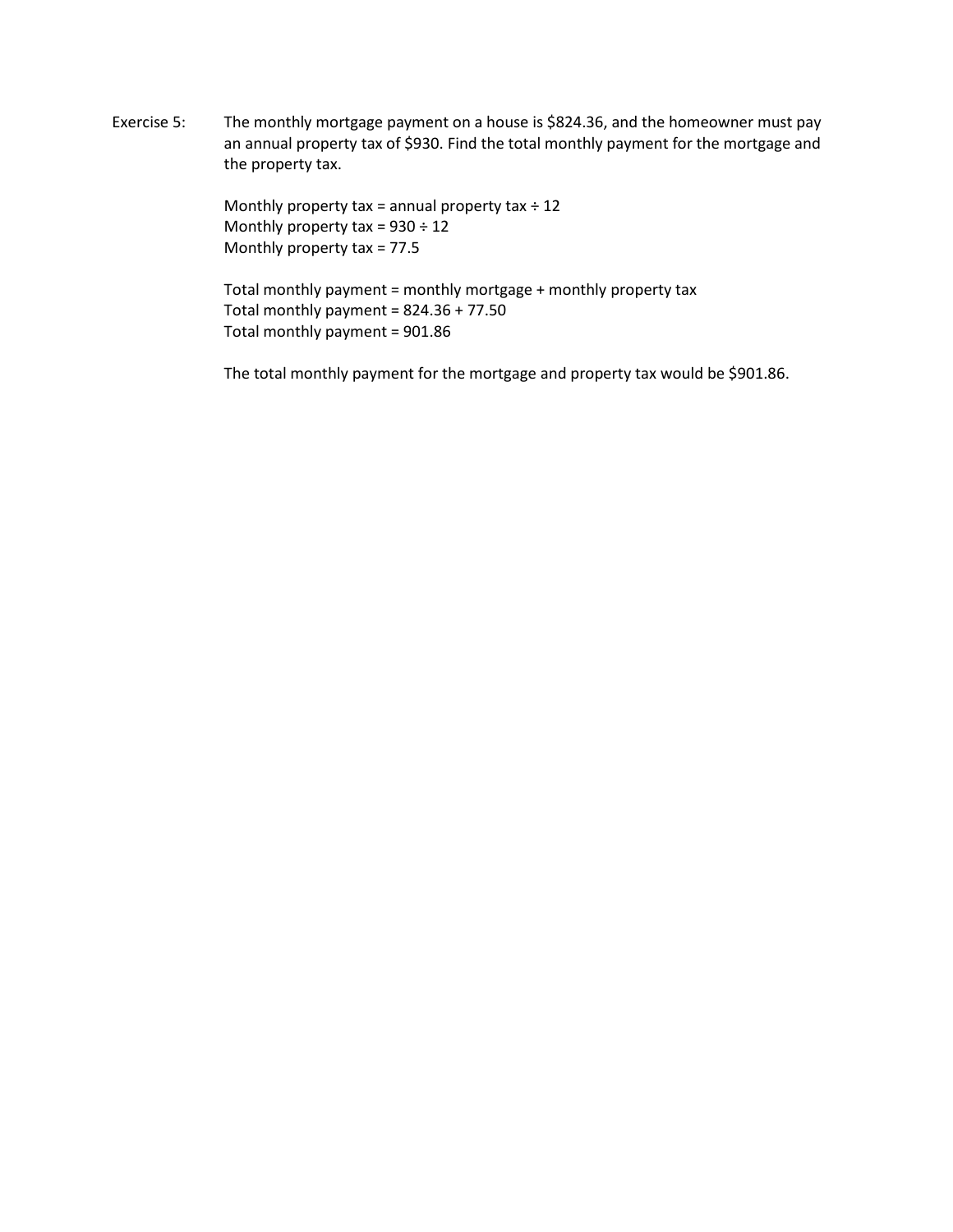Exercise 5: The monthly mortgage payment on a house is $824.36, and the homeowner must pay an annual property tax of $930. Find the total monthly payment for the mortgage and the property tax.

Monthly property tax = annual property tax ÷ 12
Monthly property tax = 930 ÷ 12
Monthly property tax = 77.5

Total monthly payment = monthly mortgage + monthly property tax
Total monthly payment = 824.36 + 77.50
Total monthly payment = 901.86

The total monthly payment for the mortgage and property tax would be $901.86.